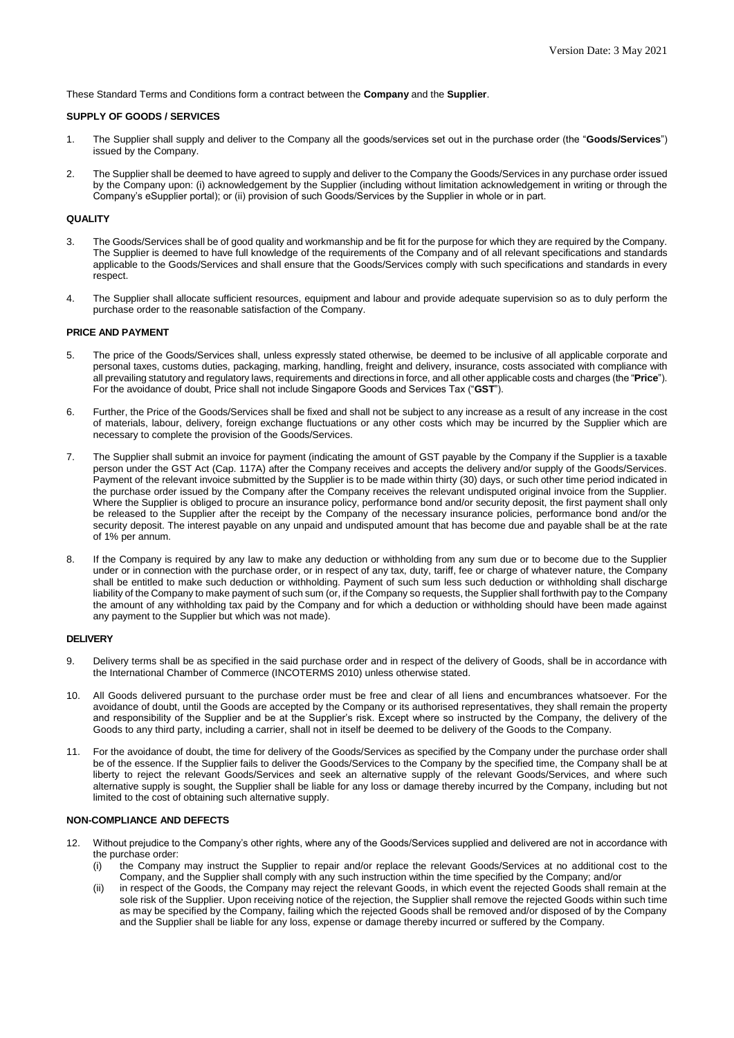Version Date: 3 May 2021

These Standard Terms and Conditions form a contract between the **Company** and the **Supplier**.

**SUPPLY OF GOODS / SERVICES**

1. The Supplier shall supply and deliver to the Company all the goods/services set out in the purchase order (the "**Goods/Services**") issued by the Company.

2. The Supplier shall be deemed to have agreed to supply and deliver to the Company the Goods/Services in any purchase order issued by the Company upon: (i) acknowledgement by the Supplier (including without limitation acknowledgement in writing or through the Company's eSupplier portal); or (ii) provision of such Goods/Services by the Supplier in whole or in part.

**QUALITY**

3. The Goods/Services shall be of good quality and workmanship and be fit for the purpose for which they are required by the Company. The Supplier is deemed to have full knowledge of the requirements of the Company and of all relevant specifications and standards applicable to the Goods/Services and shall ensure that the Goods/Services comply with such specifications and standards in every respect.

4. The Supplier shall allocate sufficient resources, equipment and labour and provide adequate supervision so as to duly perform the purchase order to the reasonable satisfaction of the Company.

**PRICE AND PAYMENT**

5. The price of the Goods/Services shall, unless expressly stated otherwise, be deemed to be inclusive of all applicable corporate and personal taxes, customs duties, packaging, marking, handling, freight and delivery, insurance, costs associated with compliance with all prevailing statutory and regulatory laws, requirements and directions in force, and all other applicable costs and charges (the "**Price**"). For the avoidance of doubt, Price shall not include Singapore Goods and Services Tax ("**GST**").

6. Further, the Price of the Goods/Services shall be fixed and shall not be subject to any increase as a result of any increase in the cost of materials, labour, delivery, foreign exchange fluctuations or any other costs which may be incurred by the Supplier which are necessary to complete the provision of the Goods/Services.

7. The Supplier shall submit an invoice for payment (indicating the amount of GST payable by the Company if the Supplier is a taxable person under the GST Act (Cap. 117A) after the Company receives and accepts the delivery and/or supply of the Goods/Services. Payment of the relevant invoice submitted by the Supplier is to be made within thirty (30) days, or such other time period indicated in the purchase order issued by the Company after the Company receives the relevant undisputed original invoice from the Supplier. Where the Supplier is obliged to procure an insurance policy, performance bond and/or security deposit, the first payment shall only be released to the Supplier after the receipt by the Company of the necessary insurance policies, performance bond and/or the security deposit. The interest payable on any unpaid and undisputed amount that has become due and payable shall be at the rate of 1% per annum.

8. If the Company is required by any law to make any deduction or withholding from any sum due or to become due to the Supplier under or in connection with the purchase order, or in respect of any tax, duty, tariff, fee or charge of whatever nature, the Company shall be entitled to make such deduction or withholding. Payment of such sum less such deduction or withholding shall discharge liability of the Company to make payment of such sum (or, if the Company so requests, the Supplier shall forthwith pay to the Company the amount of any withholding tax paid by the Company and for which a deduction or withholding should have been made against any payment to the Supplier but which was not made).

**DELIVERY**

9. Delivery terms shall be as specified in the said purchase order and in respect of the delivery of Goods, shall be in accordance with the International Chamber of Commerce (INCOTERMS 2010) unless otherwise stated.

10. All Goods delivered pursuant to the purchase order must be free and clear of all liens and encumbrances whatsoever. For the avoidance of doubt, until the Goods are accepted by the Company or its authorised representatives, they shall remain the property and responsibility of the Supplier and be at the Supplier's risk. Except where so instructed by the Company, the delivery of the Goods to any third party, including a carrier, shall not in itself be deemed to be delivery of the Goods to the Company.

11. For the avoidance of doubt, the time for delivery of the Goods/Services as specified by the Company under the purchase order shall be of the essence. If the Supplier fails to deliver the Goods/Services to the Company by the specified time, the Company shall be at liberty to reject the relevant Goods/Services and seek an alternative supply of the relevant Goods/Services, and where such alternative supply is sought, the Supplier shall be liable for any loss or damage thereby incurred by the Company, including but not limited to the cost of obtaining such alternative supply.

**NON-COMPLIANCE AND DEFECTS**

12. Without prejudice to the Company's other rights, where any of the Goods/Services supplied and delivered are not in accordance with the purchase order:
    (i) the Company may instruct the Supplier to repair and/or replace the relevant Goods/Services at no additional cost to the Company, and the Supplier shall comply with any such instruction within the time specified by the Company; and/or
    (ii) in respect of the Goods, the Company may reject the relevant Goods, in which event the rejected Goods shall remain at the sole risk of the Supplier. Upon receiving notice of the rejection, the Supplier shall remove the rejected Goods within such time as may be specified by the Company, failing which the rejected Goods shall be removed and/or disposed of by the Company and the Supplier shall be liable for any loss, expense or damage thereby incurred or suffered by the Company.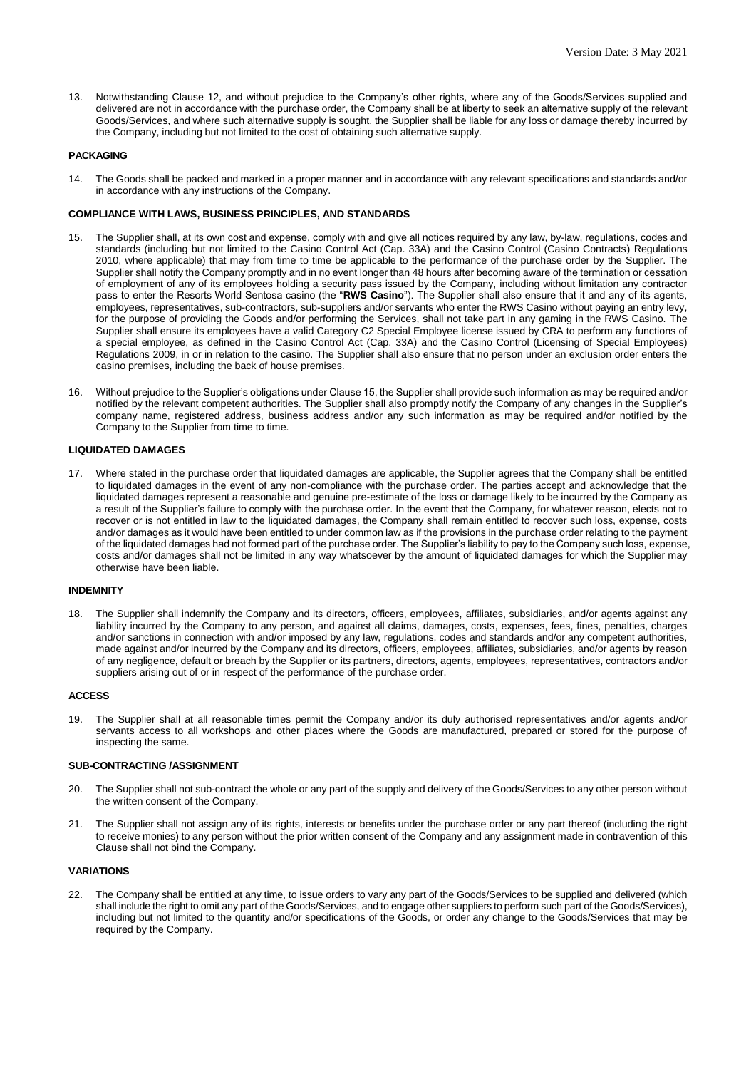13. Notwithstanding Clause 12, and without prejudice to the Company's other rights, where any of the Goods/Services supplied and delivered are not in accordance with the purchase order, the Company shall be at liberty to seek an alternative supply of the relevant Goods/Services, and where such alternative supply is sought, the Supplier shall be liable for any loss or damage thereby incurred by the Company, including but not limited to the cost of obtaining such alternative supply.

**PACKAGING**

14. The Goods shall be packed and marked in a proper manner and in accordance with any relevant specifications and standards and/or in accordance with any instructions of the Company.

**COMPLIANCE WITH LAWS, BUSINESS PRINCIPLES, AND STANDARDS**

15. The Supplier shall, at its own cost and expense, comply with and give all notices required by any law, by-law, regulations, codes and standards (including but not limited to the Casino Control Act (Cap. 33A) and the Casino Control (Casino Contracts) Regulations 2010, where applicable) that may from time to time be applicable to the performance of the purchase order by the Supplier. The Supplier shall notify the Company promptly and in no event longer than 48 hours after becoming aware of the termination or cessation of employment of any of its employees holding a security pass issued by the Company, including without limitation any contractor pass to enter the Resorts World Sentosa casino (the "**RWS Casino**"). The Supplier shall also ensure that it and any of its agents, employees, representatives, sub-contractors, sub-suppliers and/or servants who enter the RWS Casino without paying an entry levy, for the purpose of providing the Goods and/or performing the Services, shall not take part in any gaming in the RWS Casino. The Supplier shall ensure its employees have a valid Category C2 Special Employee license issued by CRA to perform any functions of a special employee, as defined in the Casino Control Act (Cap. 33A) and the Casino Control (Licensing of Special Employees) Regulations 2009, in or in relation to the casino. The Supplier shall also ensure that no person under an exclusion order enters the casino premises, including the back of house premises.

16. Without prejudice to the Supplier's obligations under Clause 15, the Supplier shall provide such information as may be required and/or notified by the relevant competent authorities. The Supplier shall also promptly notify the Company of any changes in the Supplier's company name, registered address, business address and/or any such information as may be required and/or notified by the Company to the Supplier from time to time.

**LIQUIDATED DAMAGES**

17. Where stated in the purchase order that liquidated damages are applicable, the Supplier agrees that the Company shall be entitled to liquidated damages in the event of any non-compliance with the purchase order. The parties accept and acknowledge that the liquidated damages represent a reasonable and genuine pre-estimate of the loss or damage likely to be incurred by the Company as a result of the Supplier's failure to comply with the purchase order. In the event that the Company, for whatever reason, elects not to recover or is not entitled in law to the liquidated damages, the Company shall remain entitled to recover such loss, expense, costs and/or damages as it would have been entitled to under common law as if the provisions in the purchase order relating to the payment of the liquidated damages had not formed part of the purchase order. The Supplier's liability to pay to the Company such loss, expense, costs and/or damages shall not be limited in any way whatsoever by the amount of liquidated damages for which the Supplier may otherwise have been liable.

**INDEMNITY**

18. The Supplier shall indemnify the Company and its directors, officers, employees, affiliates, subsidiaries, and/or agents against any liability incurred by the Company to any person, and against all claims, damages, costs, expenses, fees, fines, penalties, charges and/or sanctions in connection with and/or imposed by any law, regulations, codes and standards and/or any competent authorities, made against and/or incurred by the Company and its directors, officers, employees, affiliates, subsidiaries, and/or agents by reason of any negligence, default or breach by the Supplier or its partners, directors, agents, employees, representatives, contractors and/or suppliers arising out of or in respect of the performance of the purchase order.

**ACCESS**

19. The Supplier shall at all reasonable times permit the Company and/or its duly authorised representatives and/or agents and/or servants access to all workshops and other places where the Goods are manufactured, prepared or stored for the purpose of inspecting the same.

**SUB-CONTRACTING /ASSIGNMENT**

20. The Supplier shall not sub-contract the whole or any part of the supply and delivery of the Goods/Services to any other person without the written consent of the Company.

21. The Supplier shall not assign any of its rights, interests or benefits under the purchase order or any part thereof (including the right to receive monies) to any person without the prior written consent of the Company and any assignment made in contravention of this Clause shall not bind the Company.

**VARIATIONS**

22. The Company shall be entitled at any time, to issue orders to vary any part of the Goods/Services to be supplied and delivered (which shall include the right to omit any part of the Goods/Services, and to engage other suppliers to perform such part of the Goods/Services), including but not limited to the quantity and/or specifications of the Goods, or order any change to the Goods/Services that may be required by the Company.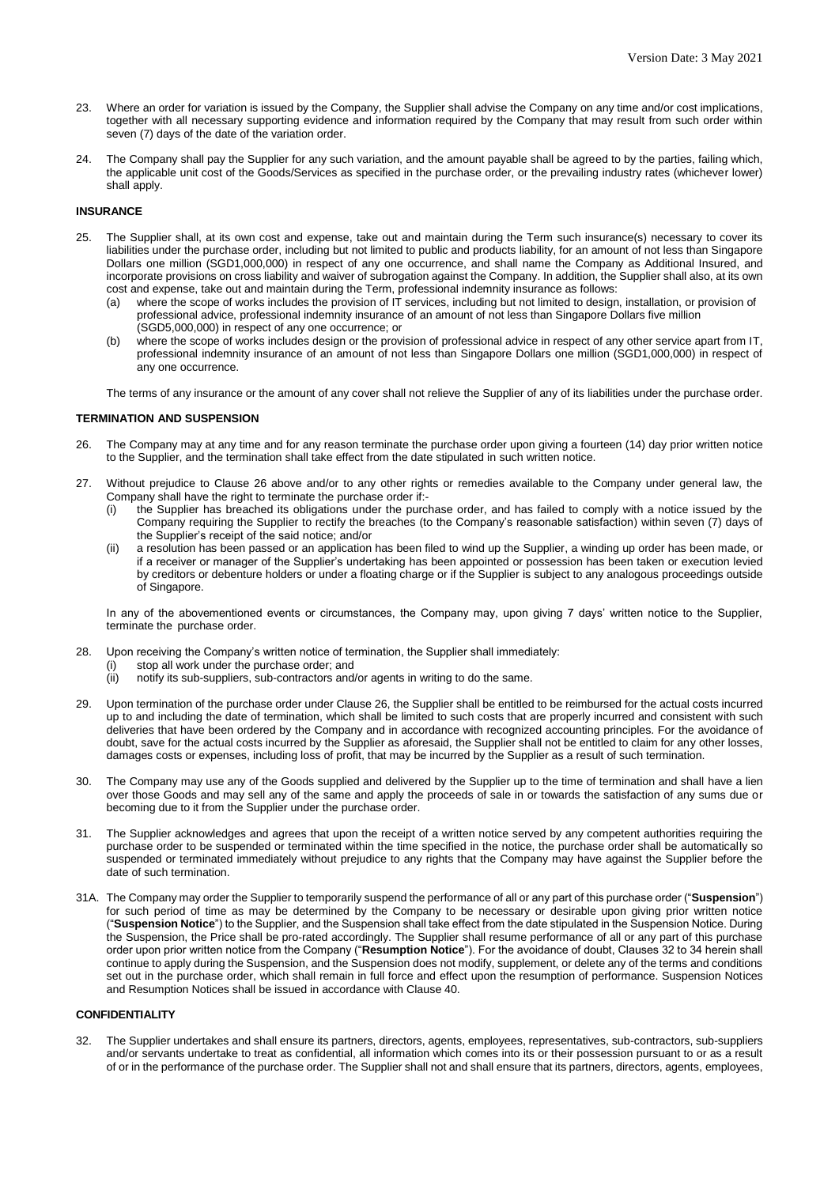23. Where an order for variation is issued by the Company, the Supplier shall advise the Company on any time and/or cost implications, together with all necessary supporting evidence and information required by the Company that may result from such order within seven (7) days of the date of the variation order.

24. The Company shall pay the Supplier for any such variation, and the amount payable shall be agreed to by the parties, failing which, the applicable unit cost of the Goods/Services as specified in the purchase order, or the prevailing industry rates (whichever lower) shall apply.

**INSURANCE**

25. The Supplier shall, at its own cost and expense, take out and maintain during the Term such insurance(s) necessary to cover its liabilities under the purchase order, including but not limited to public and products liability, for an amount of not less than Singapore Dollars one million (SGD1,000,000) in respect of any one occurrence, and shall name the Company as Additional Insured, and incorporate provisions on cross liability and waiver of subrogation against the Company. In addition, the Supplier shall also, at its own cost and expense, take out and maintain during the Term, professional indemnity insurance as follows:
    (a) where the scope of works includes the provision of IT services, including but not limited to design, installation, or provision of professional advice, professional indemnity insurance of an amount of not less than Singapore Dollars five million (SGD5,000,000) in respect of any one occurrence; or
    (b) where the scope of works includes design or the provision of professional advice in respect of any other service apart from IT, professional indemnity insurance of an amount of not less than Singapore Dollars one million (SGD1,000,000) in respect of any one occurrence.

    The terms of any insurance or the amount of any cover shall not relieve the Supplier of any of its liabilities under the purchase order.

**TERMINATION AND SUSPENSION**

26. The Company may at any time and for any reason terminate the purchase order upon giving a fourteen (14) day prior written notice to the Supplier, and the termination shall take effect from the date stipulated in such written notice.

27. Without prejudice to Clause 26 above and/or to any other rights or remedies available to the Company under general law, the Company shall have the right to terminate the purchase order if:-
    (i) the Supplier has breached its obligations under the purchase order, and has failed to comply with a notice issued by the Company requiring the Supplier to rectify the breaches (to the Company's reasonable satisfaction) within seven (7) days of the Supplier's receipt of the said notice; and/or
    (ii) a resolution has been passed or an application has been filed to wind up the Supplier, a winding up order has been made, or if a receiver or manager of the Supplier's undertaking has been appointed or possession has been taken or execution levied by creditors or debenture holders or under a floating charge or if the Supplier is subject to any analogous proceedings outside of Singapore.

    In any of the abovementioned events or circumstances, the Company may, upon giving 7 days' written notice to the Supplier, terminate the purchase order.

28. Upon receiving the Company's written notice of termination, the Supplier shall immediately:
    (i) stop all work under the purchase order; and
    (ii) notify its sub-suppliers, sub-contractors and/or agents in writing to do the same.

29. Upon termination of the purchase order under Clause 26, the Supplier shall be entitled to be reimbursed for the actual costs incurred up to and including the date of termination, which shall be limited to such costs that are properly incurred and consistent with such deliveries that have been ordered by the Company and in accordance with recognized accounting principles. For the avoidance of doubt, save for the actual costs incurred by the Supplier as aforesaid, the Supplier shall not be entitled to claim for any other losses, damages costs or expenses, including loss of profit, that may be incurred by the Supplier as a result of such termination.

30. The Company may use any of the Goods supplied and delivered by the Supplier up to the time of termination and shall have a lien over those Goods and may sell any of the same and apply the proceeds of sale in or towards the satisfaction of any sums due or becoming due to it from the Supplier under the purchase order.

31. The Supplier acknowledges and agrees that upon the receipt of a written notice served by any competent authorities requiring the purchase order to be suspended or terminated within the time specified in the notice, the purchase order shall be automatically so suspended or terminated immediately without prejudice to any rights that the Company may have against the Supplier before the date of such termination.

31A. The Company may order the Supplier to temporarily suspend the performance of all or any part of this purchase order ("**Suspension**") for such period of time as may be determined by the Company to be necessary or desirable upon giving prior written notice ("**Suspension Notice**") to the Supplier, and the Suspension shall take effect from the date stipulated in the Suspension Notice. During the Suspension, the Price shall be pro-rated accordingly. The Supplier shall resume performance of all or any part of this purchase order upon prior written notice from the Company ("**Resumption Notice**"). For the avoidance of doubt, Clauses 32 to 34 herein shall continue to apply during the Suspension, and the Suspension does not modify, supplement, or delete any of the terms and conditions set out in the purchase order, which shall remain in full force and effect upon the resumption of performance. Suspension Notices and Resumption Notices shall be issued in accordance with Clause 40.

**CONFIDENTIALITY**

32. The Supplier undertakes and shall ensure its partners, directors, agents, employees, representatives, sub-contractors, sub-suppliers and/or servants undertake to treat as confidential, all information which comes into its or their possession pursuant to or as a result of or in the performance of the purchase order. The Supplier shall not and shall ensure that its partners, directors, agents, employees,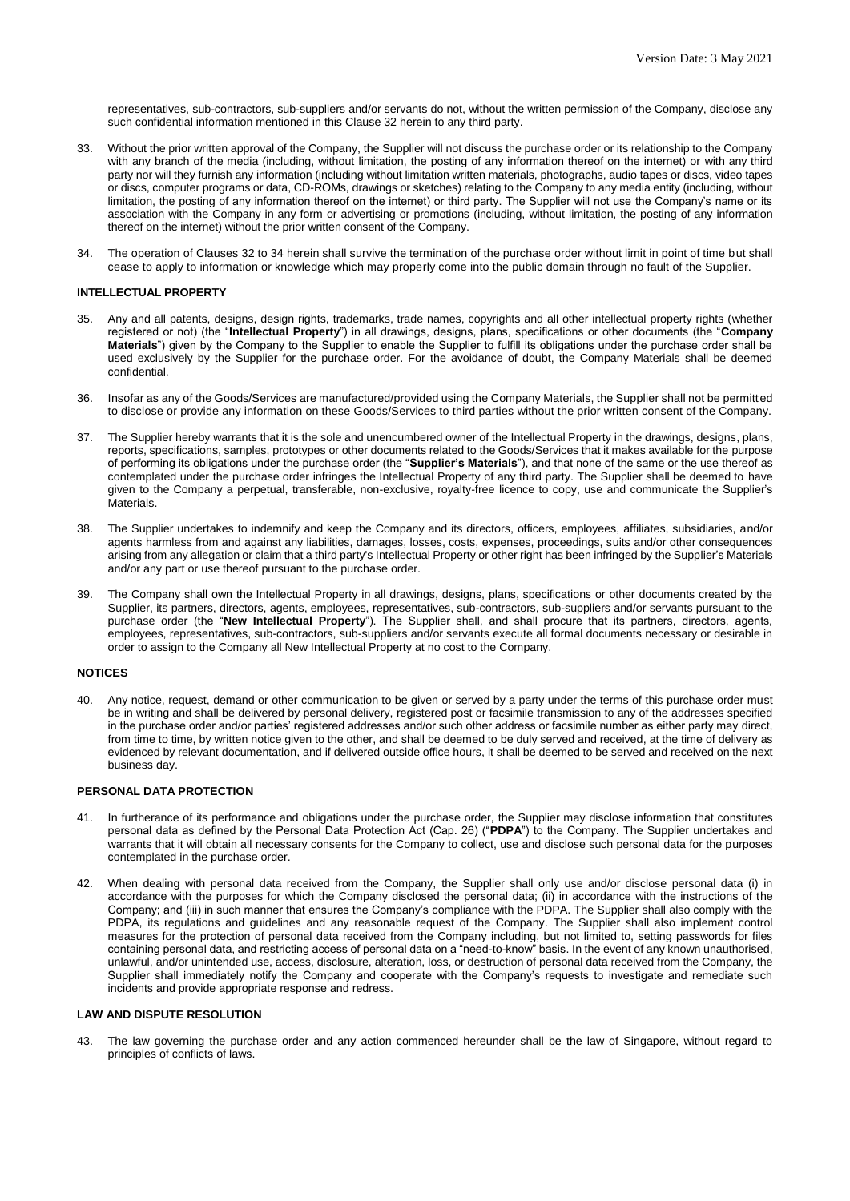representatives, sub-contractors, sub-suppliers and/or servants do not, without the written permission of the Company, disclose any such confidential information mentioned in this Clause 32 herein to any third party.

33. Without the prior written approval of the Company, the Supplier will not discuss the purchase order or its relationship to the Company with any branch of the media (including, without limitation, the posting of any information thereof on the internet) or with any third party nor will they furnish any information (including without limitation written materials, photographs, audio tapes or discs, video tapes or discs, computer programs or data, CD-ROMs, drawings or sketches) relating to the Company to any media entity (including, without limitation, the posting of any information thereof on the internet) or third party. The Supplier will not use the Company's name or its association with the Company in any form or advertising or promotions (including, without limitation, the posting of any information thereof on the internet) without the prior written consent of the Company.

34. The operation of Clauses 32 to 34 herein shall survive the termination of the purchase order without limit in point of time but shall cease to apply to information or knowledge which may properly come into the public domain through no fault of the Supplier.

**INTELLECTUAL PROPERTY**

35. Any and all patents, designs, design rights, trademarks, trade names, copyrights and all other intellectual property rights (whether registered or not) (the "**Intellectual Property**") in all drawings, designs, plans, specifications or other documents (the "**Company Materials**") given by the Company to the Supplier to enable the Supplier to fulfill its obligations under the purchase order shall be used exclusively by the Supplier for the purchase order. For the avoidance of doubt, the Company Materials shall be deemed confidential.

36. Insofar as any of the Goods/Services are manufactured/provided using the Company Materials, the Supplier shall not be permitted to disclose or provide any information on these Goods/Services to third parties without the prior written consent of the Company.

37. The Supplier hereby warrants that it is the sole and unencumbered owner of the Intellectual Property in the drawings, designs, plans, reports, specifications, samples, prototypes or other documents related to the Goods/Services that it makes available for the purpose of performing its obligations under the purchase order (the "**Supplier's Materials**"), and that none of the same or the use thereof as contemplated under the purchase order infringes the Intellectual Property of any third party. The Supplier shall be deemed to have given to the Company a perpetual, transferable, non-exclusive, royalty-free licence to copy, use and communicate the Supplier's Materials.

38. The Supplier undertakes to indemnify and keep the Company and its directors, officers, employees, affiliates, subsidiaries, and/or agents harmless from and against any liabilities, damages, losses, costs, expenses, proceedings, suits and/or other consequences arising from any allegation or claim that a third party's Intellectual Property or other right has been infringed by the Supplier's Materials and/or any part or use thereof pursuant to the purchase order.

39. The Company shall own the Intellectual Property in all drawings, designs, plans, specifications or other documents created by the Supplier, its partners, directors, agents, employees, representatives, sub-contractors, sub-suppliers and/or servants pursuant to the purchase order (the "**New Intellectual Property**"). The Supplier shall, and shall procure that its partners, directors, agents, employees, representatives, sub-contractors, sub-suppliers and/or servants execute all formal documents necessary or desirable in order to assign to the Company all New Intellectual Property at no cost to the Company.

**NOTICES**

40. Any notice, request, demand or other communication to be given or served by a party under the terms of this purchase order must be in writing and shall be delivered by personal delivery, registered post or facsimile transmission to any of the addresses specified in the purchase order and/or parties' registered addresses and/or such other address or facsimile number as either party may direct, from time to time, by written notice given to the other, and shall be deemed to be duly served and received, at the time of delivery as evidenced by relevant documentation, and if delivered outside office hours, it shall be deemed to be served and received on the next business day.

**PERSONAL DATA PROTECTION**

41. In furtherance of its performance and obligations under the purchase order, the Supplier may disclose information that constitutes personal data as defined by the Personal Data Protection Act (Cap. 26) ("**PDPA**") to the Company. The Supplier undertakes and warrants that it will obtain all necessary consents for the Company to collect, use and disclose such personal data for the purposes contemplated in the purchase order.

42. When dealing with personal data received from the Company, the Supplier shall only use and/or disclose personal data (i) in accordance with the purposes for which the Company disclosed the personal data; (ii) in accordance with the instructions of the Company; and (iii) in such manner that ensures the Company's compliance with the PDPA. The Supplier shall also comply with the PDPA, its regulations and guidelines and any reasonable request of the Company. The Supplier shall also implement control measures for the protection of personal data received from the Company including, but not limited to, setting passwords for files containing personal data, and restricting access of personal data on a "need-to-know" basis. In the event of any known unauthorised, unlawful, and/or unintended use, access, disclosure, alteration, loss, or destruction of personal data received from the Company, the Supplier shall immediately notify the Company and cooperate with the Company's requests to investigate and remediate such incidents and provide appropriate response and redress.

**LAW AND DISPUTE RESOLUTION**

43. The law governing the purchase order and any action commenced hereunder shall be the law of Singapore, without regard to principles of conflicts of laws.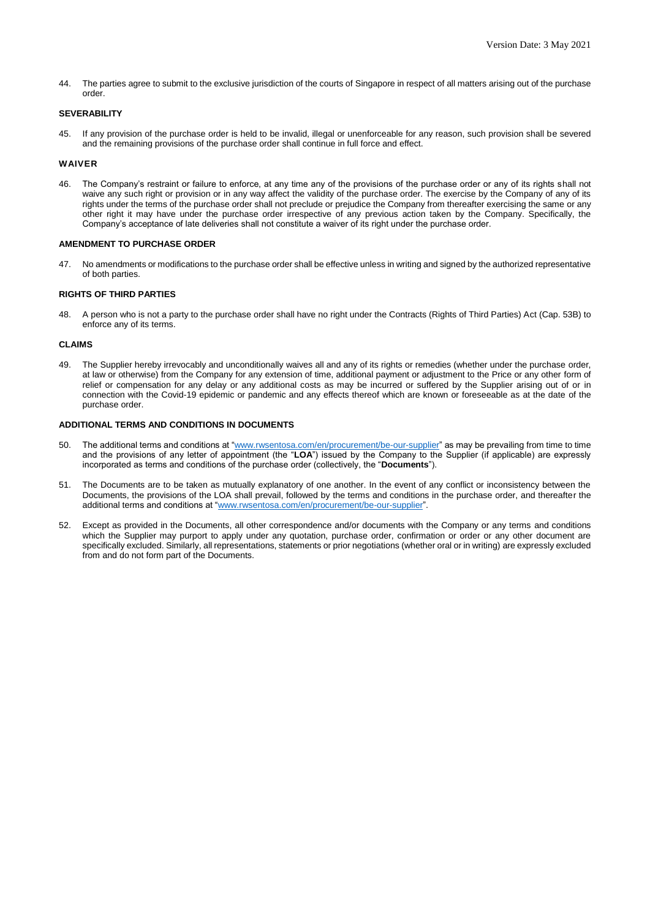44. The parties agree to submit to the exclusive jurisdiction of the courts of Singapore in respect of all matters arising out of the purchase order.

**SEVERABILITY**

45. If any provision of the purchase order is held to be invalid, illegal or unenforceable for any reason, such provision shall be severed and the remaining provisions of the purchase order shall continue in full force and effect.

**WAIVER**

46. The Company's restraint or failure to enforce, at any time any of the provisions of the purchase order or any of its rights shall not waive any such right or provision or in any way affect the validity of the purchase order. The exercise by the Company of any of its rights under the terms of the purchase order shall not preclude or prejudice the Company from thereafter exercising the same or any other right it may have under the purchase order irrespective of any previous action taken by the Company. Specifically, the Company's acceptance of late deliveries shall not constitute a waiver of its right under the purchase order.

**AMENDMENT TO PURCHASE ORDER**

47. No amendments or modifications to the purchase order shall be effective unless in writing and signed by the authorized representative of both parties.

**RIGHTS OF THIRD PARTIES**

48. A person who is not a party to the purchase order shall have no right under the Contracts (Rights of Third Parties) Act (Cap. 53B) to enforce any of its terms.

**CLAIMS**

49. The Supplier hereby irrevocably and unconditionally waives all and any of its rights or remedies (whether under the purchase order, at law or otherwise) from the Company for any extension of time, additional payment or adjustment to the Price or any other form of relief or compensation for any delay or any additional costs as may be incurred or suffered by the Supplier arising out of or in connection with the Covid-19 epidemic or pandemic and any effects thereof which are known or foreseeable as at the date of the purchase order.

**ADDITIONAL TERMS AND CONDITIONS IN DOCUMENTS**

50. The additional terms and conditions at "www.rwsentosa.com/en/procurement/be-our-supplier" as may be prevailing from time to time and the provisions of any letter of appointment (the "**LOA**") issued by the Company to the Supplier (if applicable) are expressly incorporated as terms and conditions of the purchase order (collectively, the "**Documents**").

51. The Documents are to be taken as mutually explanatory of one another. In the event of any conflict or inconsistency between the Documents, the provisions of the LOA shall prevail, followed by the terms and conditions in the purchase order, and thereafter the additional terms and conditions at "www.rwsentosa.com/en/procurement/be-our-supplier".

52. Except as provided in the Documents, all other correspondence and/or documents with the Company or any terms and conditions which the Supplier may purport to apply under any quotation, purchase order, confirmation or order or any other document are specifically excluded. Similarly, all representations, statements or prior negotiations (whether oral or in writing) are expressly excluded from and do not form part of the Documents.